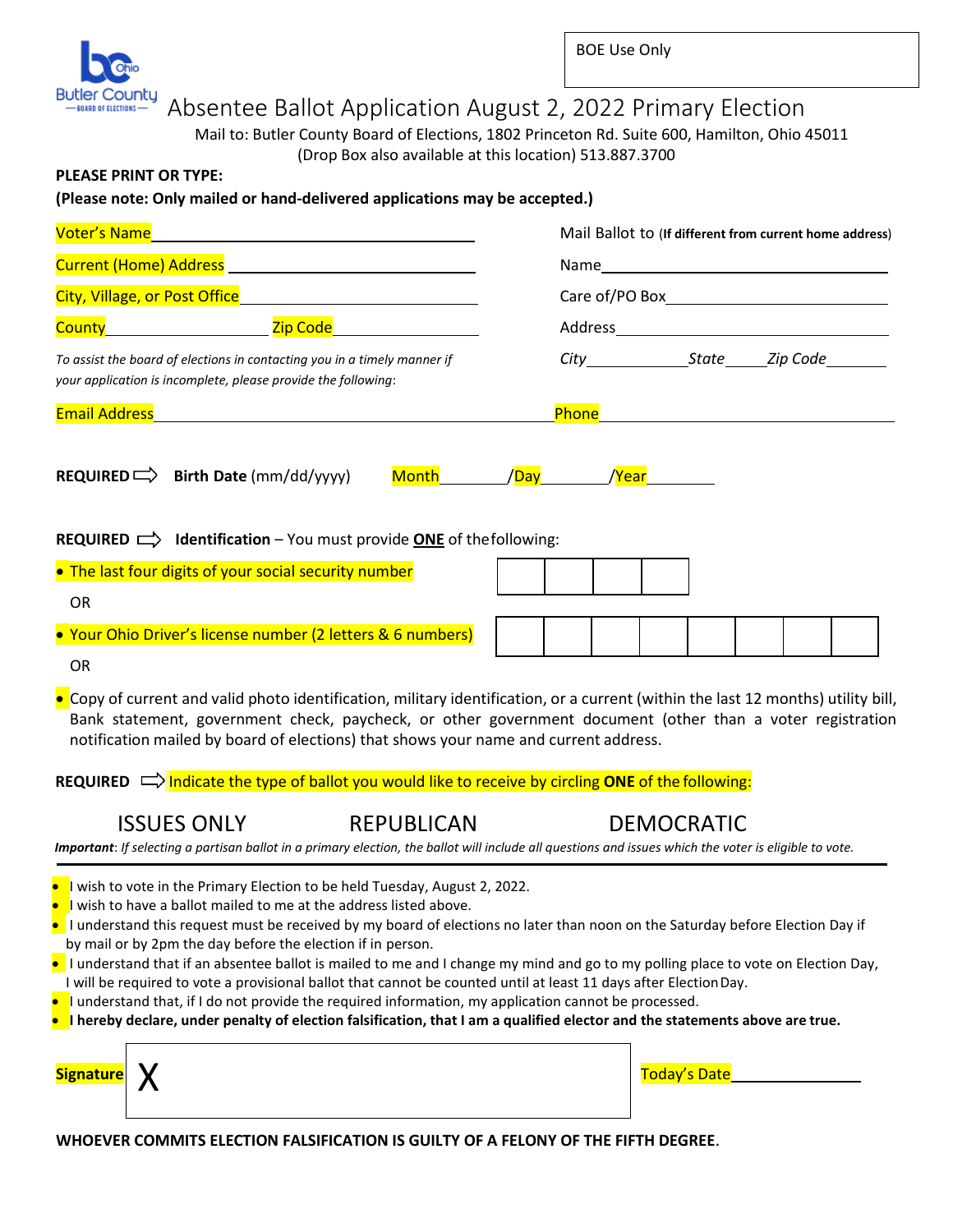Butler County Ohio — Board of Elections

BOE Use Only

# Absentee Ballot Application August 2, 2022 Primary Election

Mail to: Butler County Board of Elections, 1802 Princeton Rd. Suite 600, Hamilton, Ohio 45011
(Drop Box also available at this location) 513.887.3700

**PLEASE PRINT OR TYPE:**

**(Please note: Only mailed or hand-delivered applications may be accepted.)**

Voter's Name ________________________________

Current (Home) Address ________________________________

City, Village, or Post Office ________________________________

County ____________ Zip Code ____________

Mail Ballot to (**If different from current home address**)

Name ________________________________

Care of/PO Box ________________________________

Address ________________________________

*City* ____________ *State* ______ *Zip Code* ________

*To assist the board of elections in contacting you in a timely manner if your application is incomplete, please provide the following*:

Email Address ________________________________ Phone ________________________________

**REQUIRED** ⇨ **Birth Date** (mm/dd/yyyy) Month ________ /Day ________ /Year ________

**REQUIRED** ⇨ **Identification** – You must provide **ONE** of the following:

- The last four digits of your social security number

| | | | |
|---|---|---|---|
| | | | |

OR

- Your Ohio Driver's license number (2 letters & 6 numbers)

| | | | | | | | |
|---|---|---|---|---|---|---|---|
| | | | | | | | |

OR

- Copy of current and valid photo identification, military identification, or a current (within the last 12 months) utility bill, Bank statement, government check, paycheck, or other government document (other than a voter registration notification mailed by board of elections) that shows your name and current address.

**REQUIRED** ⇨ Indicate the type of ballot you would like to receive by circling **ONE** of the following:

ISSUES ONLY REPUBLICAN DEMOCRATIC

***Important***: *If selecting a partisan ballot in a primary election, the ballot will include all questions and issues which the voter is eligible to vote.*

---

- I wish to vote in the Primary Election to be held Tuesday, August 2, 2022.
- I wish to have a ballot mailed to me at the address listed above.
- I understand this request must be received by my board of elections no later than noon on the Saturday before Election Day if by mail or by 2pm the day before the election if in person.
- I understand that if an absentee ballot is mailed to me and I change my mind and go to my polling place to vote on Election Day, I will be required to vote a provisional ballot that cannot be counted until at least 11 days after Election Day.
- I understand that, if I do not provide the required information, my application cannot be processed.
- **I hereby declare, under penalty of election falsification, that I am a qualified elector and the statements above are true.**

**Signature** X ________________________________ Today's Date ____________

**WHOEVER COMMITS ELECTION FALSIFICATION IS GUILTY OF A FELONY OF THE FIFTH DEGREE.**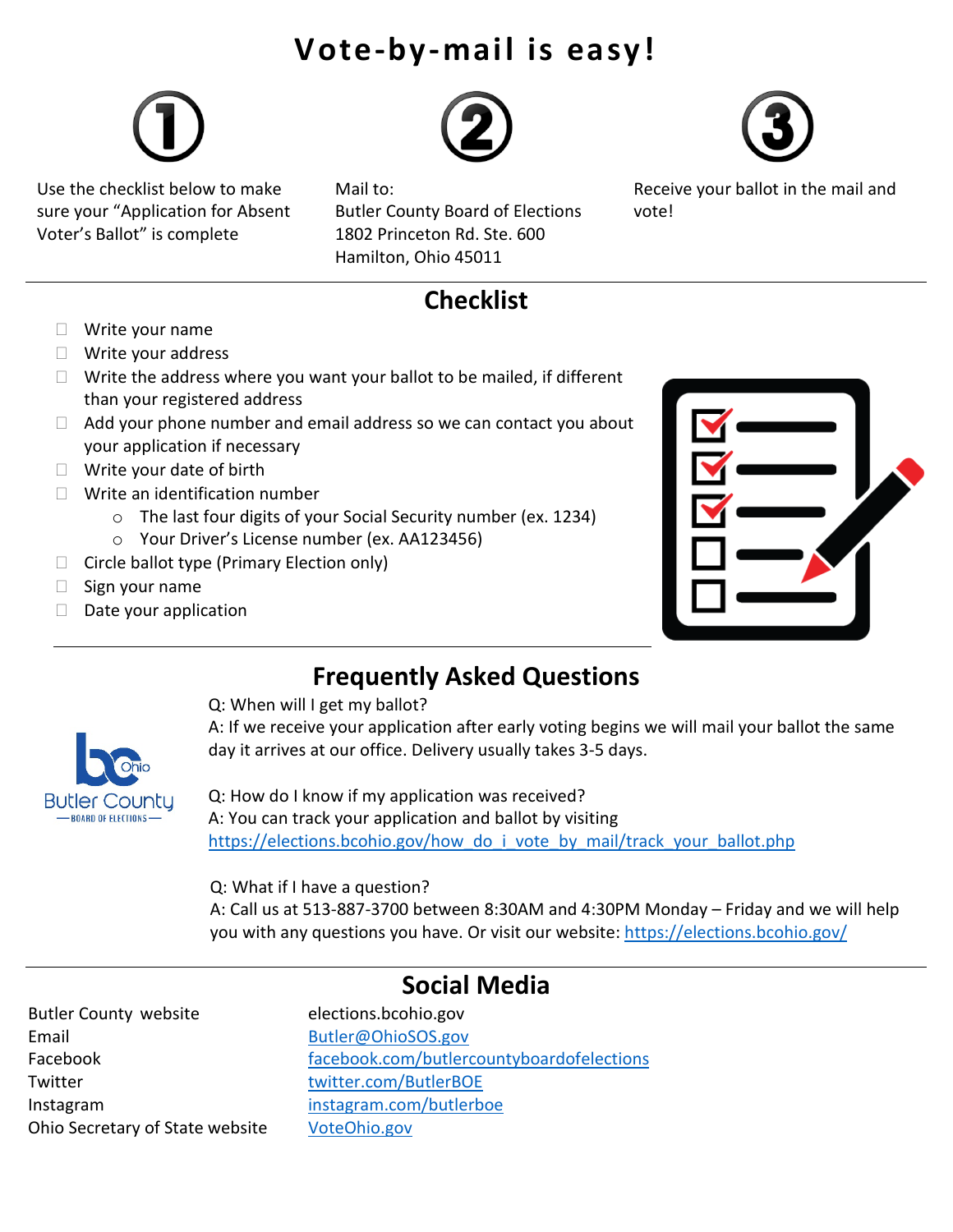# Vote-by-mail is easy!

1. Use the checklist below to make sure your "Application for Absent Voter's Ballot" is complete
2. Mail to:
   Butler County Board of Elections
   1802 Princeton Rd. Ste. 600
   Hamilton, Ohio 45011
3. Receive your ballot in the mail and vote!

## Checklist

- ☐ Write your name
- ☐ Write your address
- ☐ Write the address where you want your ballot to be mailed, if different than your registered address
- ☐ Add your phone number and email address so we can contact you about your application if necessary
- ☐ Write your date of birth
- ☐ Write an identification number
  - The last four digits of your Social Security number (ex. 1234)
  - Your Driver's License number (ex. AA123456)
- ☐ Circle ballot type (Primary Election only)
- ☐ Sign your name
- ☐ Date your application

## Frequently Asked Questions

Butler County Ohio — BOARD OF ELECTIONS —

Q: When will I get my ballot?
A: If we receive your application after early voting begins we will mail your ballot the same day it arrives at our office. Delivery usually takes 3-5 days.

Q: How do I know if my application was received?
A: You can track your application and ballot by visiting https://elections.bcohio.gov/how_do_i_vote_by_mail/track_your_ballot.php

Q: What if I have a question?
A: Call us at 513-887-3700 between 8:30AM and 4:30PM Monday – Friday and we will help you with any questions you have. Or visit our website: https://elections.bcohio.gov/

## Social Media

| | |
|---|---|
| Butler County website | elections.bcohio.gov |
| Email | Butler@OhioSOS.gov |
| Facebook | facebook.com/butlercountyboardofelections |
| Twitter | twitter.com/ButlerBOE |
| Instagram | instagram.com/butlerboe |
| Ohio Secretary of State website | VoteOhio.gov |